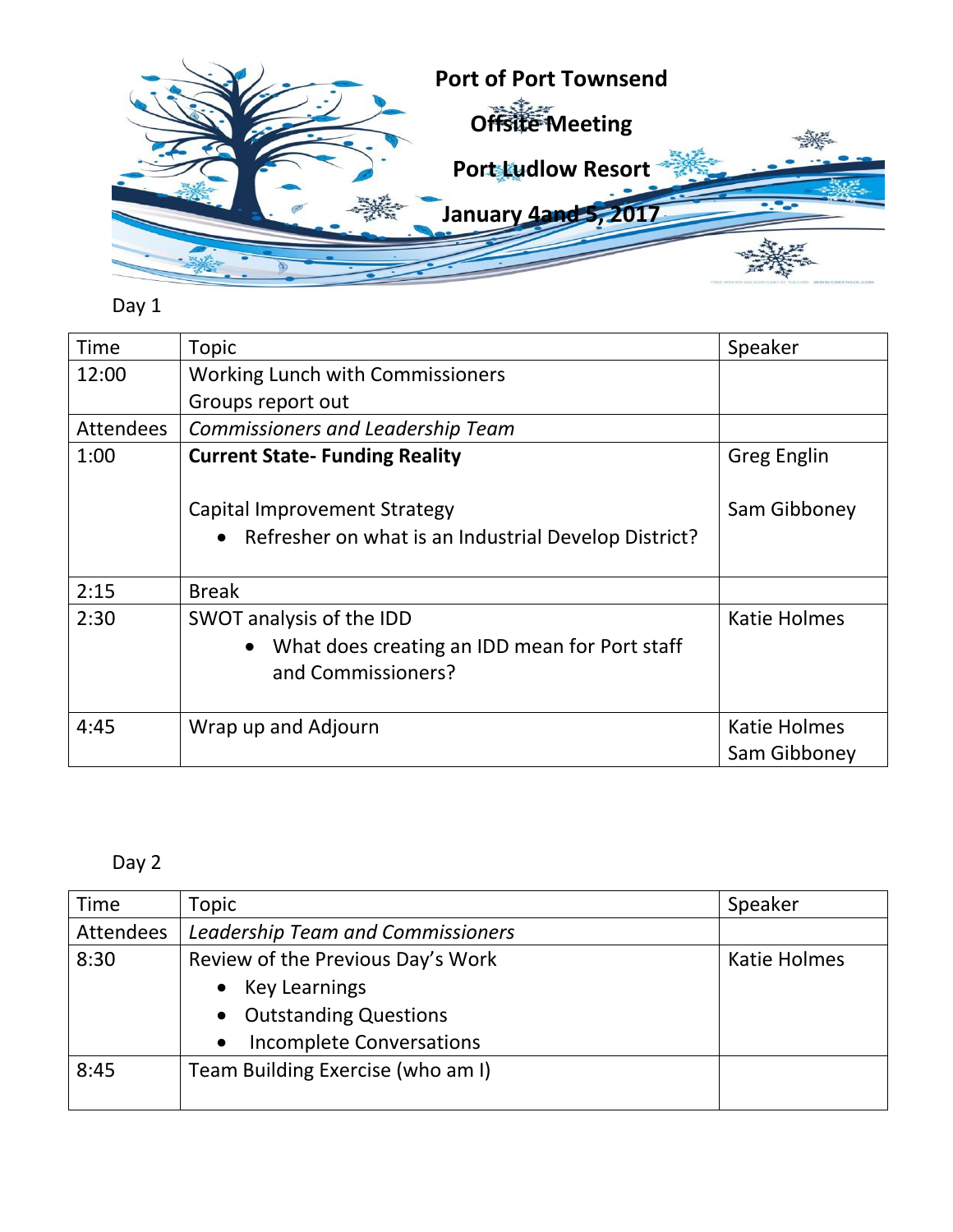# Port of Port Townsend

## Offsite Meeting

## Port Ludlow Resort

## January 4and 5, 2017

Day 1

| Time | Topic | Speaker |
|---|---|---|
| 12:00 | Working Lunch with Commissioners<br>Groups report out | |
| Attendees | *Commissioners and Leadership Team* | |
| 1:00 | **Current State- Funding Reality**<br><br>Capital Improvement Strategy<br>• Refresher on what is an Industrial Develop District? | Greg Englin<br><br>Sam Gibboney |
| 2:15 | Break | |
| 2:30 | SWOT analysis of the IDD<br>• What does creating an IDD mean for Port staff and Commissioners? | Katie Holmes |
| 4:45 | Wrap up and Adjourn | Katie Holmes<br>Sam Gibboney |

Day 2

| Time | Topic | Speaker |
|---|---|---|
| Attendees | *Leadership Team and Commissioners* | |
| 8:30 | Review of the Previous Day's Work<br>• Key Learnings<br>• Outstanding Questions<br>• Incomplete Conversations | Katie Holmes |
| 8:45 | Team Building Exercise (who am I) | |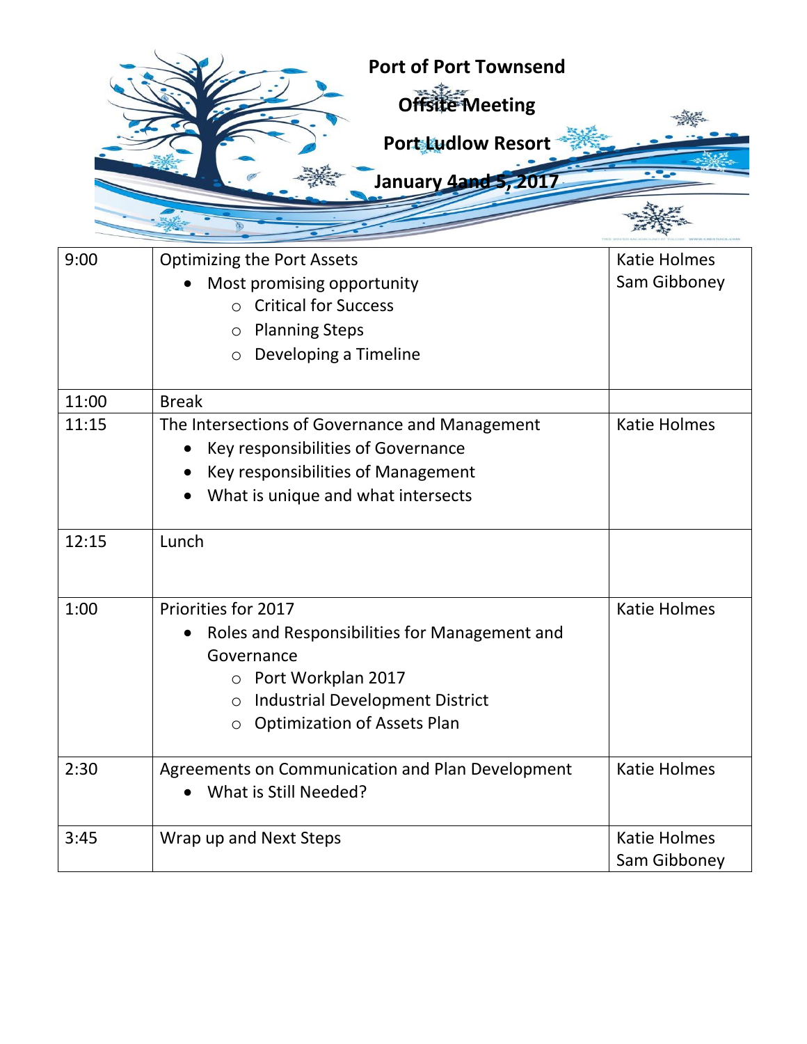**Port of Port Townsend**

**Offsite Meeting**

**Port Ludlow Resort**

**January 4and 5, 2017**

| | | |
|---|---|---|
| 9:00 | Optimizing the Port Assets<br>• Most promising opportunity<br>  ○ Critical for Success<br>  ○ Planning Steps<br>  ○ Developing a Timeline | Katie Holmes<br>Sam Gibboney |
| 11:00 | Break | |
| 11:15 | The Intersections of Governance and Management<br>• Key responsibilities of Governance<br>• Key responsibilities of Management<br>• What is unique and what intersects | Katie Holmes |
| 12:15 | Lunch | |
| 1:00 | Priorities for 2017<br>• Roles and Responsibilities for Management and Governance<br>  ○ Port Workplan 2017<br>  ○ Industrial Development District<br>  ○ Optimization of Assets Plan | Katie Holmes |
| 2:30 | Agreements on Communication and Plan Development<br>• What is Still Needed? | Katie Holmes |
| 3:45 | Wrap up and Next Steps | Katie Holmes<br>Sam Gibboney |